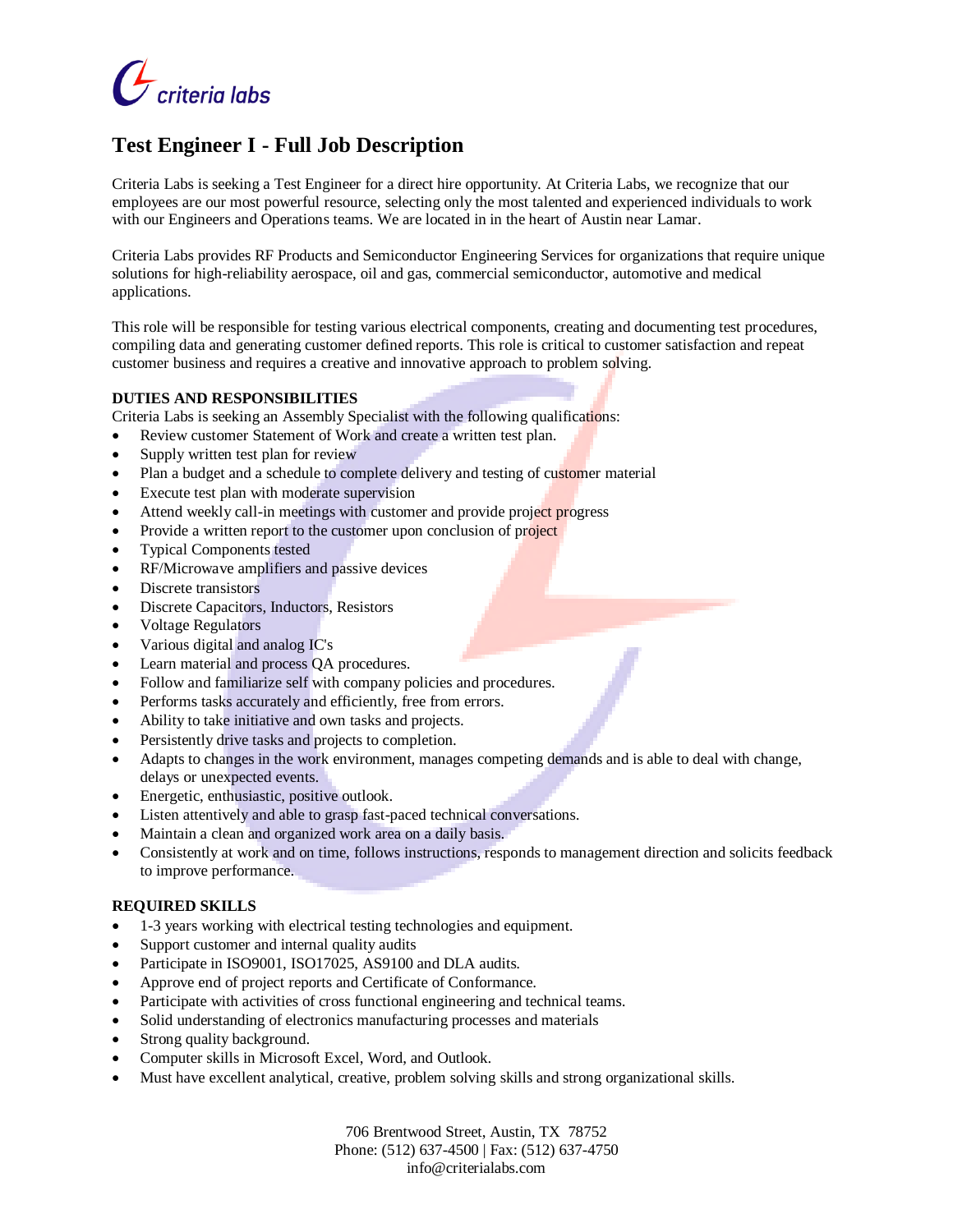criteria labs

# Test Engineer I - Full Job Description

Criteria Labs is seeking a Test Engineer for a direct hire opportunity. At Criteria Labs, we recognize that our employees are our most powerful resource, selecting only the most talented and experienced individuals to work with our Engineers and Operations teams. We are located in in the heart of Austin near Lamar.

Criteria Labs provides RF Products and Semiconductor Engineering Services for organizations that require unique solutions for high-reliability aerospace, oil and gas, commercial semiconductor, automotive and medical applications.

This role will be responsible for testing various electrical components, creating and documenting test procedures, compiling data and generating customer defined reports. This role is critical to customer satisfaction and repeat customer business and requires a creative and innovative approach to problem solving.

**DUTIES AND RESPONSIBILITIES**

Criteria Labs is seeking an Assembly Specialist with the following qualifications:

- Review customer Statement of Work and create a written test plan.
- Supply written test plan for review
- Plan a budget and a schedule to complete delivery and testing of customer material
- Execute test plan with moderate supervision
- Attend weekly call-in meetings with customer and provide project progress
- Provide a written report to the customer upon conclusion of project
- Typical Components tested
- RF/Microwave amplifiers and passive devices
- Discrete transistors
- Discrete Capacitors, Inductors, Resistors
- Voltage Regulators
- Various digital and analog IC's
- Learn material and process QA procedures.
- Follow and familiarize self with company policies and procedures.
- Performs tasks accurately and efficiently, free from errors.
- Ability to take initiative and own tasks and projects.
- Persistently drive tasks and projects to completion.
- Adapts to changes in the work environment, manages competing demands and is able to deal with change, delays or unexpected events.
- Energetic, enthusiastic, positive outlook.
- Listen attentively and able to grasp fast-paced technical conversations.
- Maintain a clean and organized work area on a daily basis.
- Consistently at work and on time, follows instructions, responds to management direction and solicits feedback to improve performance.

**REQUIRED SKILLS**

- 1-3 years working with electrical testing technologies and equipment.
- Support customer and internal quality audits
- Participate in ISO9001, ISO17025, AS9100 and DLA audits.
- Approve end of project reports and Certificate of Conformance.
- Participate with activities of cross functional engineering and technical teams.
- Solid understanding of electronics manufacturing processes and materials
- Strong quality background.
- Computer skills in Microsoft Excel, Word, and Outlook.
- Must have excellent analytical, creative, problem solving skills and strong organizational skills.

706 Brentwood Street, Austin, TX 78752
Phone: (512) 637-4500 | Fax: (512) 637-4750
info@criterialabs.com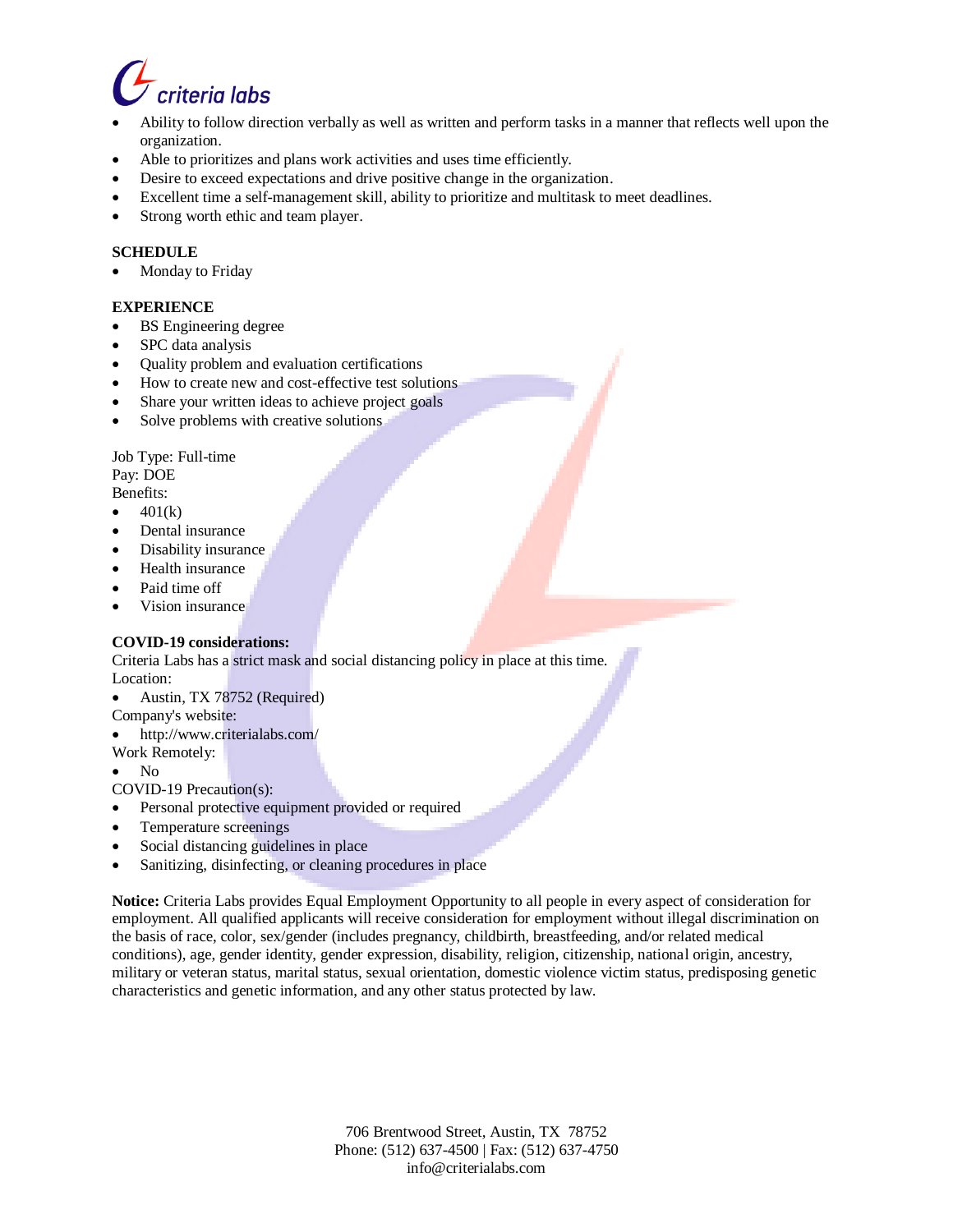- Ability to follow direction verbally as well as written and perform tasks in a manner that reflects well upon the organization.
- Able to prioritizes and plans work activities and uses time efficiently.
- Desire to exceed expectations and drive positive change in the organization.
- Excellent time a self-management skill, ability to prioritize and multitask to meet deadlines.
- Strong worth ethic and team player.

**SCHEDULE**

- Monday to Friday

**EXPERIENCE**

- BS Engineering degree
- SPC data analysis
- Quality problem and evaluation certifications
- How to create new and cost-effective test solutions
- Share your written ideas to achieve project goals
- Solve problems with creative solutions

Job Type: Full-time
Pay: DOE
Benefits:

- 401(k)
- Dental insurance
- Disability insurance
- Health insurance
- Paid time off
- Vision insurance

**COVID-19 considerations:**
Criteria Labs has a strict mask and social distancing policy in place at this time.
Location:

- Austin, TX 78752 (Required)

Company's website:

- http://www.criterialabs.com/

Work Remotely:

- No

COVID-19 Precaution(s):

- Personal protective equipment provided or required
- Temperature screenings
- Social distancing guidelines in place
- Sanitizing, disinfecting, or cleaning procedures in place

**Notice:** Criteria Labs provides Equal Employment Opportunity to all people in every aspect of consideration for employment. All qualified applicants will receive consideration for employment without illegal discrimination on the basis of race, color, sex/gender (includes pregnancy, childbirth, breastfeeding, and/or related medical conditions), age, gender identity, gender expression, disability, religion, citizenship, national origin, ancestry, military or veteran status, marital status, sexual orientation, domestic violence victim status, predisposing genetic characteristics and genetic information, and any other status protected by law.